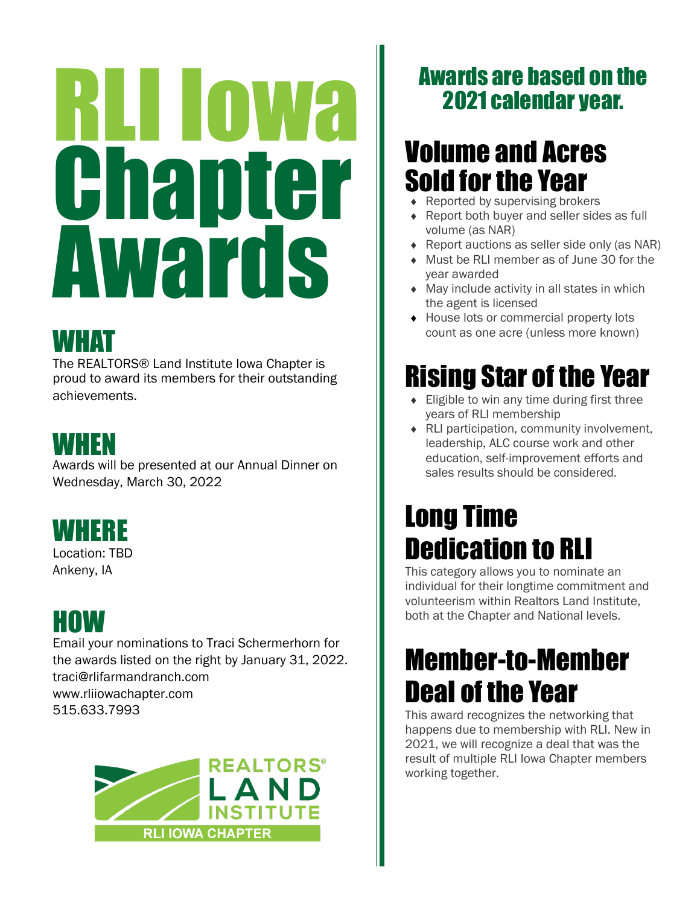# RLI Iowa Chapter Awards

## WHAT

The REALTORS® Land Institute Iowa Chapter is proud to award its members for their outstanding achievements.

## WHEN

Awards will be presented at our Annual Dinner on Wednesday, March 30, 2022

## WHERE

Location: TBD
Ankeny, IA

## HOW

Email your nominations to Traci Schermerhorn for the awards listed on the right by January 31, 2022.
traci@rlifarmandranch.com
www.rliiowachapter.com
515.633.7993

REALTORS® LAND INSTITUTE
RLI IOWA CHAPTER

### Awards are based on the 2021 calendar year.

## Volume and Acres Sold for the Year

- Reported by supervising brokers
- Report both buyer and seller sides as full volume (as NAR)
- Report auctions as seller side only (as NAR)
- Must be RLI member as of June 30 for the year awarded
- May include activity in all states in which the agent is licensed
- House lots or commercial property lots count as one acre (unless more known)

## Rising Star of the Year

- Eligible to win any time during first three years of RLI membership
- RLI participation, community involvement, leadership, ALC course work and other education, self-improvement efforts and sales results should be considered.

## Long Time Dedication to RLI

This category allows you to nominate an individual for their longtime commitment and volunteerism within Realtors Land Institute, both at the Chapter and National levels.

## Member-to-Member Deal of the Year

This award recognizes the networking that happens due to membership with RLI. New in 2021, we will recognize a deal that was the result of multiple RLI Iowa Chapter members working together.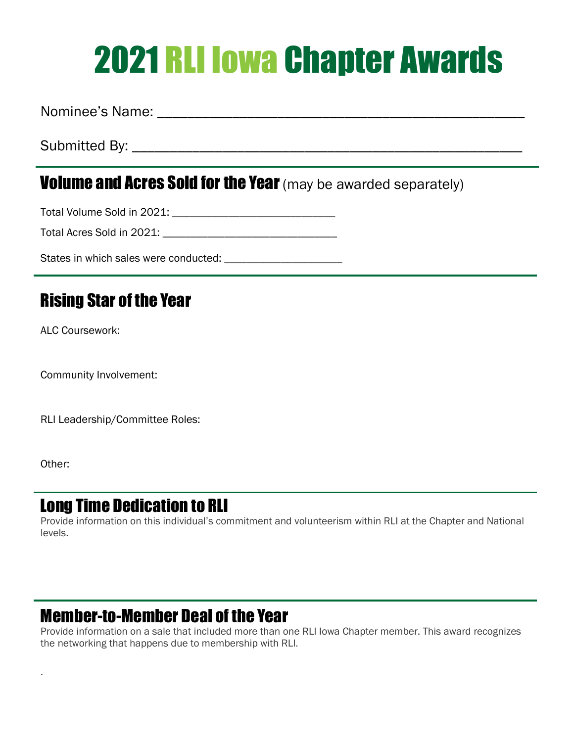# 2021 RLI Iowa Chapter Awards

Nominee's Name: ________________________________________________

Submitted By: ___________________________________________________

## Volume and Acres Sold for the Year (may be awarded separately)

Total Volume Sold in 2021: ___________________________

Total Acres Sold in 2021: ______________________________

States in which sales were conducted: ____________________

## Rising Star of the Year

ALC Coursework:

Community Involvement:

RLI Leadership/Committee Roles:

Other:

## Long Time Dedication to RLI

Provide information on this individual's commitment and volunteerism within RLI at the Chapter and National levels.

## Member-to-Member Deal of the Year

Provide information on a sale that included more than one RLI Iowa Chapter member. This award recognizes the networking that happens due to membership with RLI.

.